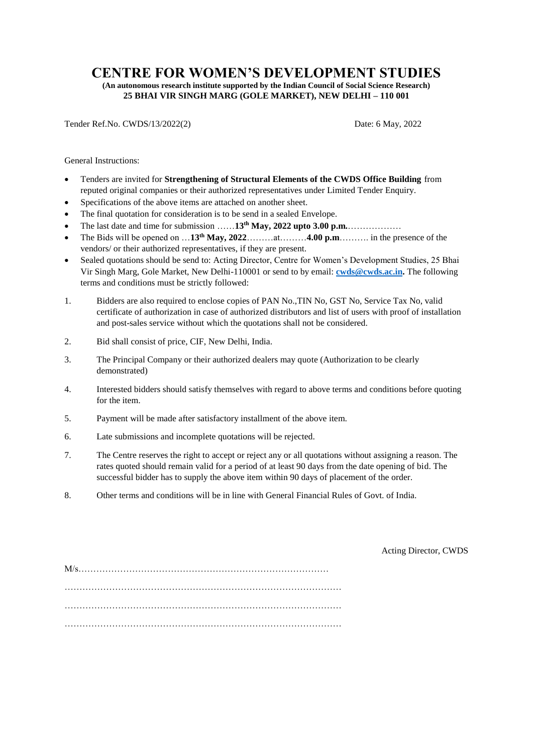# CENTRE FOR WOMEN'S DEVELOPMENT STUDIES

**(An autonomous research institute supported by the Indian Council of Social Science Research)**
**25 BHAI VIR SINGH MARG (GOLE MARKET), NEW DELHI – 110 001**

Tender Ref.No. CWDS/13/2022(2) Date: 6 May, 2022

General Instructions:

- Tenders are invited for **Strengthening of Structural Elements of the CWDS Office Building** from reputed original companies or their authorized representatives under Limited Tender Enquiry.
- Specifications of the above items are attached on another sheet.
- The final quotation for consideration is to be send in a sealed Envelope.
- The last date and time for submission ……**13th May, 2022 upto 3.00 p.m.**………………
- The Bids will be opened on …**13th May, 2022**………at………**4.00 p.m**………. in the presence of the vendors/ or their authorized representatives, if they are present.
- Sealed quotations should be send to: Acting Director, Centre for Women's Development Studies, 25 Bhai Vir Singh Marg, Gole Market, New Delhi-110001 or send to by email: **cwds@cwds.ac.in.** The following terms and conditions must be strictly followed:

1. Bidders are also required to enclose copies of PAN No.,TIN No, GST No, Service Tax No, valid certificate of authorization in case of authorized distributors and list of users with proof of installation and post-sales service without which the quotations shall not be considered.
2. Bid shall consist of price, CIF, New Delhi, India.
3. The Principal Company or their authorized dealers may quote (Authorization to be clearly demonstrated)
4. Interested bidders should satisfy themselves with regard to above terms and conditions before quoting for the item.
5. Payment will be made after satisfactory installment of the above item.
6. Late submissions and incomplete quotations will be rejected.
7. The Centre reserves the right to accept or reject any or all quotations without assigning a reason. The rates quoted should remain valid for a period of at least 90 days from the date opening of bid. The successful bidder has to supply the above item within 90 days of placement of the order.
8. Other terms and conditions will be in line with General Financial Rules of Govt. of India.

Acting Director, CWDS

M/s…………………………………………………………………………

…………………………………………………………………………………

…………………………………………………………………………………

…………………………………………………………………………………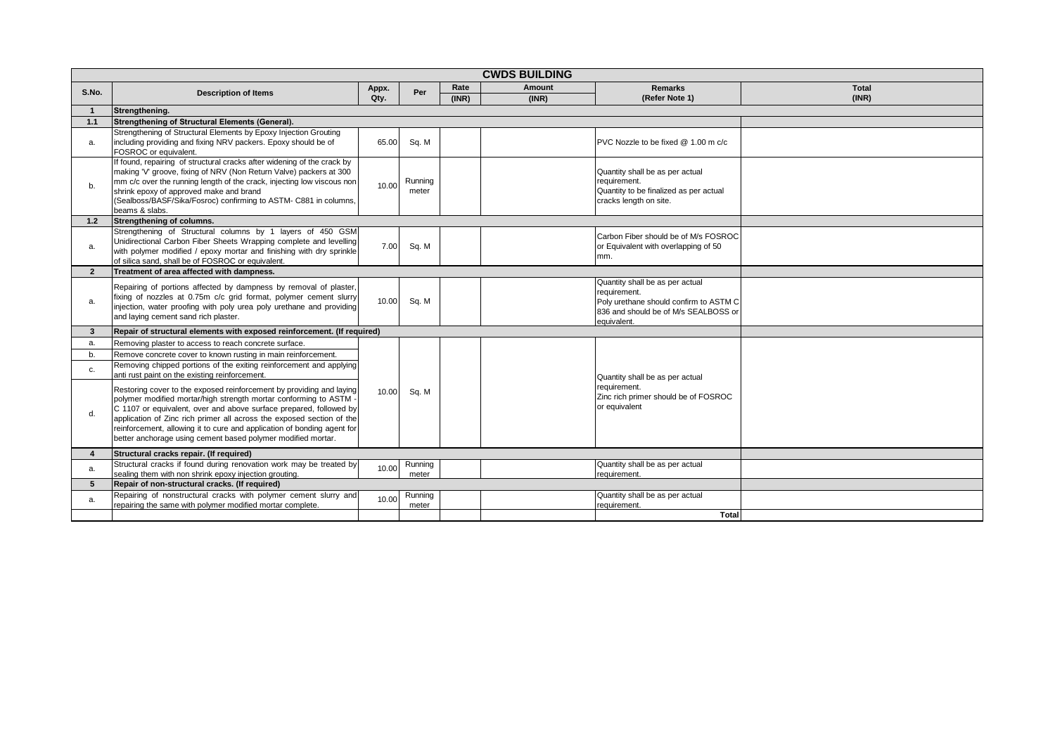| CWDS BUILDING | | | | | | | |
|---|---|---|---|---|---|---|---|
| S.No. | Description of Items | Appx. Qty. | Per | Rate (INR) | Amount (INR) | Remarks (Refer Note 1) | Total (INR) |
| 1 | **Strengthening.** | | | | | | |
| 1.1 | **Strengthening of Structural Elements (General).** | | | | | | |
| a. | Strengthening of Structural Elements by Epoxy Injection Grouting including providing and fixing NRV packers. Epoxy should be of FOSROC or equivalent. | 65.00 | Sq. M | | | PVC Nozzle to be fixed @ 1.00 m c/c | |
| b. | If found, repairing of structural cracks after widening of the crack by making 'V' groove, fixing of NRV (Non Return Valve) packers at 300 mm c/c over the running length of the crack, injecting low viscous non shrink epoxy of approved make and brand (Sealboss/BASF/Sika/Fosroc) confirming to ASTM- C881 in columns, beams & slabs. | 10.00 | Running meter | | | Quantity shall be as per actual requirement. Quantity to be finalized as per actual cracks length on site. | |
| 1.2 | **Strengthening of columns.** | | | | | | |
| a. | Strengthening of Structural columns by 1 layers of 450 GSM Unidirectional Carbon Fiber Sheets Wrapping complete and levelling with polymer modified / epoxy mortar and finishing with dry sprinkle of silica sand, shall be of FOSROC or equivalent. | 7.00 | Sq. M | | | Carbon Fiber should be of M/s FOSROC or Equivalent with overlapping of 50 mm. | |
| 2 | **Treatment of area affected with dampness.** | | | | | | |
| a. | Repairing of portions affected by dampness by removal of plaster, fixing of nozzles at 0.75m c/c grid format, polymer cement slurry injection, water proofing with poly urea poly urethane and providing and laying cement sand rich plaster. | 10.00 | Sq. M | | | Quantity shall be as per actual requirement. Poly urethane should confirm to ASTM C 836 and should be of M/s SEALBOSS or equivalent. | |
| 3 | **Repair of structural elements with exposed reinforcement. (If required)** | | | | | | |
| a. | Removing plaster to access to reach concrete surface. | 10.00 | Sq. M | | | Quantity shall be as per actual requirement. Zinc rich primer should be of FOSROC or equivalent | |
| b. | Remove concrete cover to known rusting in main reinforcement. | | | | | | |
| c. | Removing chipped portions of the exiting reinforcement and applying anti rust paint on the existing reinforcement. | | | | | | |
| d. | Restoring cover to the exposed reinforcement by providing and laying polymer modified mortar/high strength mortar conforming to ASTM - C 1107 or equivalent, over and above surface prepared, followed by application of Zinc rich primer all across the exposed section of the reinforcement, allowing it to cure and application of bonding agent for better anchorage using cement based polymer modified mortar. | | | | | | |
| 4 | **Structural cracks repair. (If required)** | | | | | | |
| a. | Structural cracks if found during renovation work may be treated by sealing them with non shrink epoxy injection grouting. | 10.00 | Running meter | | | Quantity shall be as per actual requirement. | |
| 5 | **Repair of non-structural cracks. (If required)** | | | | | | |
| a. | Repairing of nonstructural cracks with polymer cement slurry and repairing the same with polymer modified mortar complete. | 10.00 | Running meter | | | Quantity shall be as per actual requirement. | |
| | | | | | | **Total** | |